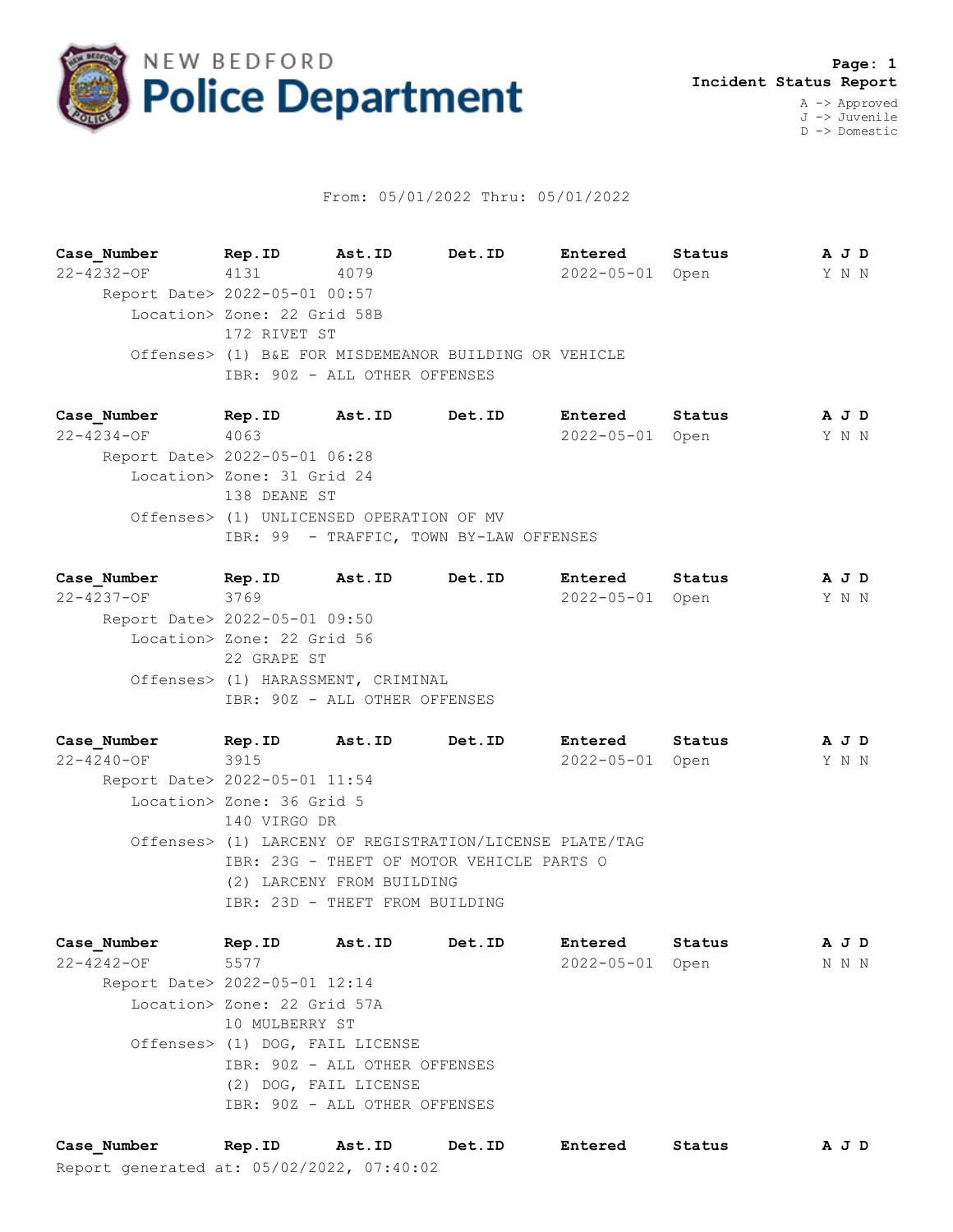# NEW BEDFORD Police Department

**Page: 1**
**Incident Status Report**

A -> Approved
J -> Juvenile
D -> Domestic

From: 05/01/2022 Thru: 05/01/2022

| Case_Number | Rep.ID | Ast.ID | Det.ID | Entered | Status | A J D |
|---|---|---|---|---|---|---|
| 22-4232-OF | 4131 | 4079 | | 2022-05-01 | Open | Y N N |

Report Date> 2022-05-01 00:57
Location> Zone: 22 Grid 58B
172 RIVET ST
Offenses> (1) B&E FOR MISDEMEANOR BUILDING OR VEHICLE
IBR: 90Z - ALL OTHER OFFENSES

| Case_Number | Rep.ID | Ast.ID | Det.ID | Entered | Status | A J D |
|---|---|---|---|---|---|---|
| 22-4234-OF | 4063 | | | 2022-05-01 | Open | Y N N |

Report Date> 2022-05-01 06:28
Location> Zone: 31 Grid 24
138 DEANE ST
Offenses> (1) UNLICENSED OPERATION OF MV
IBR: 99 - TRAFFIC, TOWN BY-LAW OFFENSES

| Case_Number | Rep.ID | Ast.ID | Det.ID | Entered | Status | A J D |
|---|---|---|---|---|---|---|
| 22-4237-OF | 3769 | | | 2022-05-01 | Open | Y N N |

Report Date> 2022-05-01 09:50
Location> Zone: 22 Grid 56
22 GRAPE ST
Offenses> (1) HARASSMENT, CRIMINAL
IBR: 90Z - ALL OTHER OFFENSES

| Case_Number | Rep.ID | Ast.ID | Det.ID | Entered | Status | A J D |
|---|---|---|---|---|---|---|
| 22-4240-OF | 3915 | | | 2022-05-01 | Open | Y N N |

Report Date> 2022-05-01 11:54
Location> Zone: 36 Grid 5
140 VIRGO DR
Offenses> (1) LARCENY OF REGISTRATION/LICENSE PLATE/TAG
IBR: 23G - THEFT OF MOTOR VEHICLE PARTS O
(2) LARCENY FROM BUILDING
IBR: 23D - THEFT FROM BUILDING

| Case_Number | Rep.ID | Ast.ID | Det.ID | Entered | Status | A J D |
|---|---|---|---|---|---|---|
| 22-4242-OF | 5577 | | | 2022-05-01 | Open | N N N |

Report Date> 2022-05-01 12:14
Location> Zone: 22 Grid 57A
10 MULBERRY ST
Offenses> (1) DOG, FAIL LICENSE
IBR: 90Z - ALL OTHER OFFENSES
(2) DOG, FAIL LICENSE
IBR: 90Z - ALL OTHER OFFENSES

| Case_Number | Rep.ID | Ast.ID | Det.ID | Entered | Status | A J D |
|---|---|---|---|---|---|---|

Report generated at: 05/02/2022, 07:40:02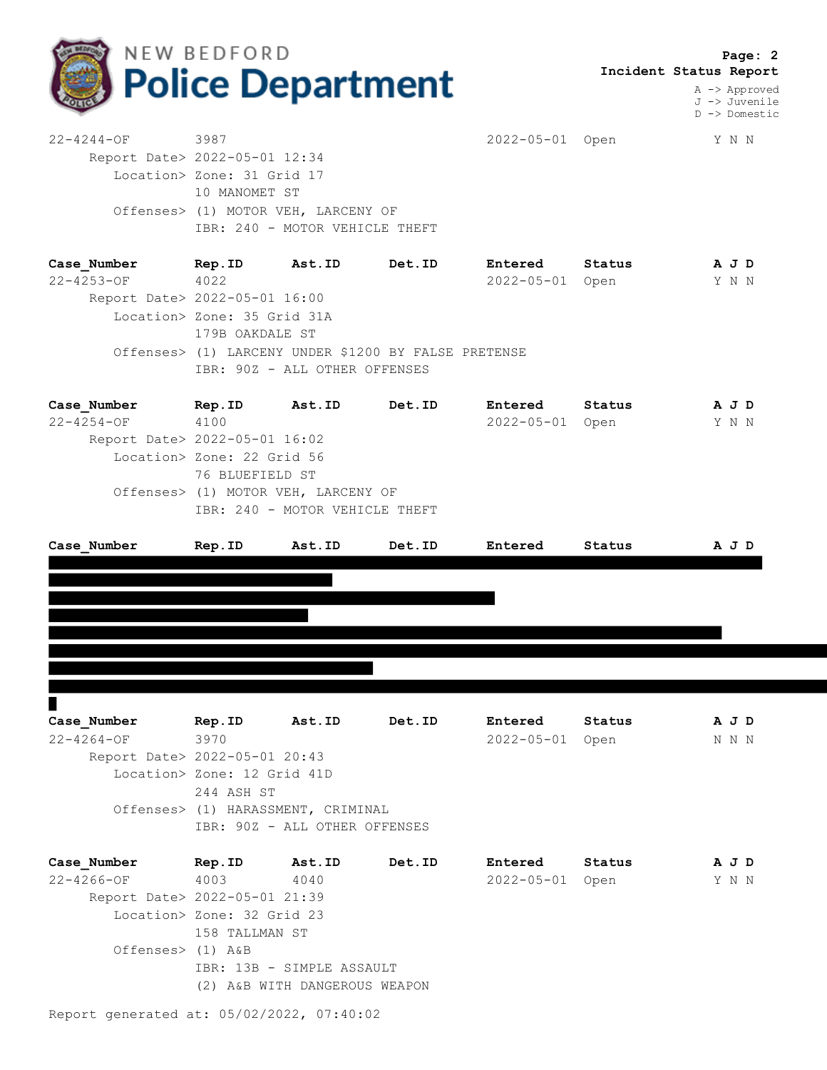| Case_Number | Rep.ID | Ast.ID | Det.ID | Entered | Status | A J D |
|---|---|---|---|---|---|---|
| 22-4244-OF | 3987 | | | 2022-05-01 | Open | Y N N |

Report Date> 2022-05-01 12:34
Location> Zone: 31 Grid 17
10 MANOMET ST
Offenses> (1) MOTOR VEH, LARCENY OF
IBR: 240 - MOTOR VEHICLE THEFT

| Case_Number | Rep.ID | Ast.ID | Det.ID | Entered | Status | A J D |
|---|---|---|---|---|---|---|
| 22-4253-OF | 4022 | | | 2022-05-01 | Open | Y N N |

Report Date> 2022-05-01 16:00
Location> Zone: 35 Grid 31A
179B OAKDALE ST
Offenses> (1) LARCENY UNDER $1200 BY FALSE PRETENSE
IBR: 90Z - ALL OTHER OFFENSES

| Case_Number | Rep.ID | Ast.ID | Det.ID | Entered | Status | A J D |
|---|---|---|---|---|---|---|
| 22-4254-OF | 4100 | | | 2022-05-01 | Open | Y N N |

Report Date> 2022-05-01 16:02
Location> Zone: 22 Grid 56
76 BLUEFIELD ST
Offenses> (1) MOTOR VEH, LARCENY OF
IBR: 240 - MOTOR VEHICLE THEFT

| Case_Number | Rep.ID | Ast.ID | Det.ID | Entered | Status | A J D |
|---|---|---|---|---|---|---|

| Case_Number | Rep.ID | Ast.ID | Det.ID | Entered | Status | A J D |
|---|---|---|---|---|---|---|
| 22-4264-OF | 3970 | | | 2022-05-01 | Open | N N N |

Report Date> 2022-05-01 20:43
Location> Zone: 12 Grid 41D
244 ASH ST
Offenses> (1) HARASSMENT, CRIMINAL
IBR: 90Z - ALL OTHER OFFENSES

| Case_Number | Rep.ID | Ast.ID | Det.ID | Entered | Status | A J D |
|---|---|---|---|---|---|---|
| 22-4266-OF | 4003 | 4040 | | 2022-05-01 | Open | Y N N |

Report Date> 2022-05-01 21:39
Location> Zone: 32 Grid 23
158 TALLMAN ST
Offenses> (1) A&B
IBR: 13B - SIMPLE ASSAULT
(2) A&B WITH DANGEROUS WEAPON

Report generated at: 05/02/2022, 07:40:02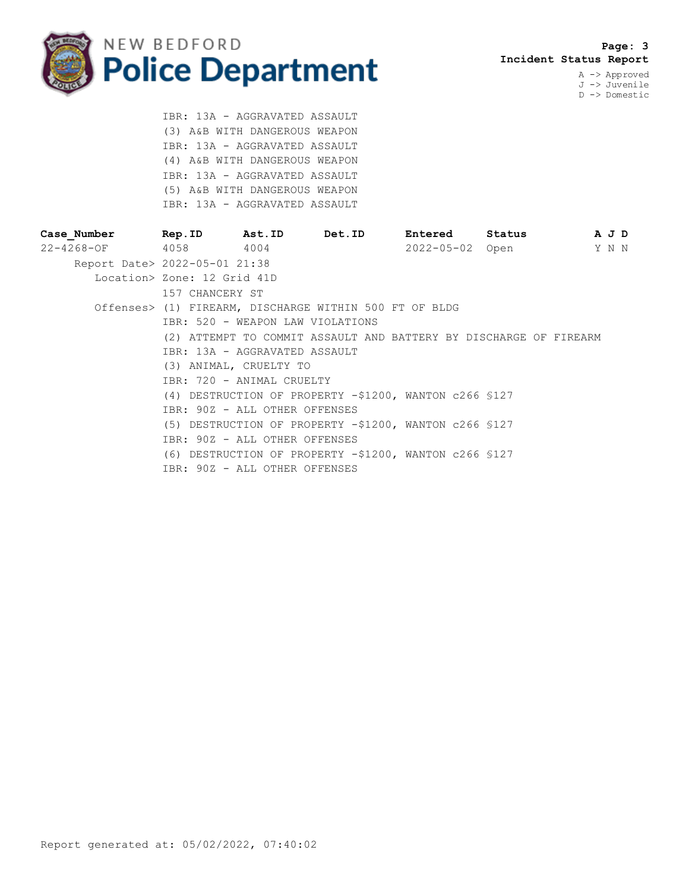IBR: 13A - AGGRAVATED ASSAULT
(3) A&B WITH DANGEROUS WEAPON
IBR: 13A - AGGRAVATED ASSAULT
(4) A&B WITH DANGEROUS WEAPON
IBR: 13A - AGGRAVATED ASSAULT
(5) A&B WITH DANGEROUS WEAPON
IBR: 13A - AGGRAVATED ASSAULT

| Case_Number | Rep.ID | Ast.ID | Det.ID | Entered | Status | A | J | D |
|---|---|---|---|---|---|---|---|---|
| 22-4268-OF | 4058 | 4004 | | 2022-05-02 | Open | Y | N | N |

Report Date> 2022-05-01 21:38

Location> Zone: 12 Grid 41D
157 CHANCERY ST

Offenses> (1) FIREARM, DISCHARGE WITHIN 500 FT OF BLDG
IBR: 520 - WEAPON LAW VIOLATIONS
(2) ATTEMPT TO COMMIT ASSAULT AND BATTERY BY DISCHARGE OF FIREARM
IBR: 13A - AGGRAVATED ASSAULT
(3) ANIMAL, CRUELTY TO
IBR: 720 - ANIMAL CRUELTY
(4) DESTRUCTION OF PROPERTY -$1200, WANTON c266 §127
IBR: 90Z - ALL OTHER OFFENSES
(5) DESTRUCTION OF PROPERTY -$1200, WANTON c266 §127
IBR: 90Z - ALL OTHER OFFENSES
(6) DESTRUCTION OF PROPERTY -$1200, WANTON c266 §127
IBR: 90Z - ALL OTHER OFFENSES